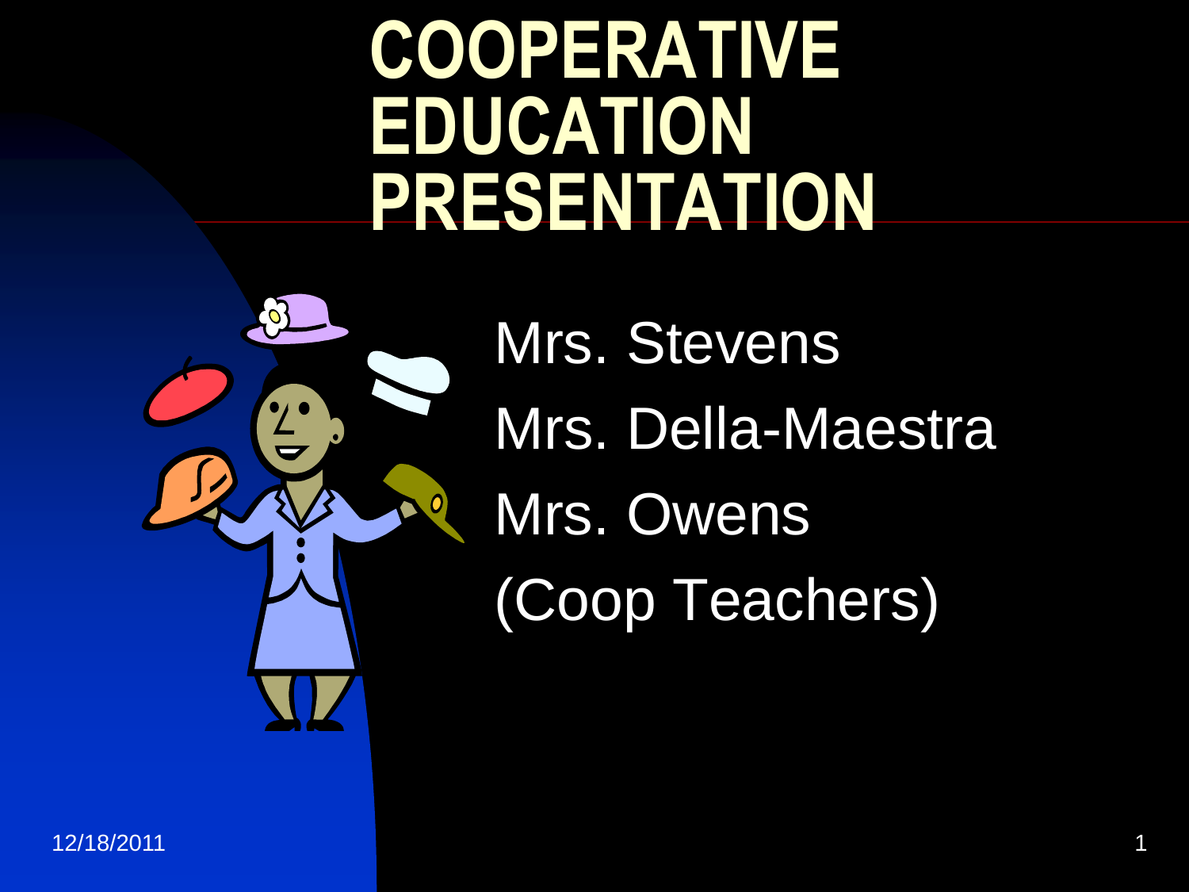# COOPERATIVE EDUCATION PRESENTATION

Mrs. Stevens

Mrs. Della-Maestra

Mrs. Owens

(Coop Teachers)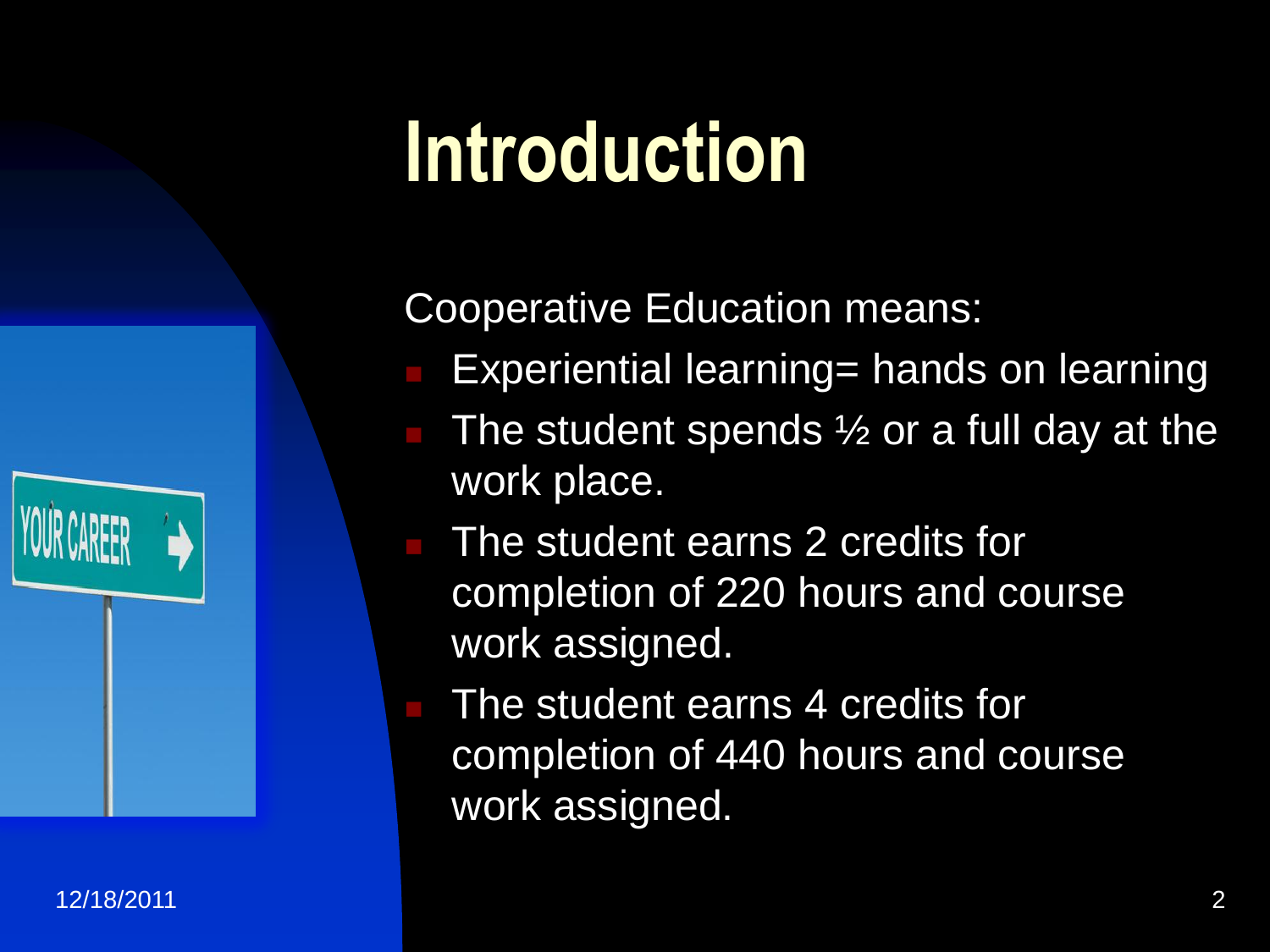# Introduction

Cooperative Education means:

- Experiential learning= hands on learning
- The student spends ½ or a full day at the work place.
- The student earns 2 credits for completion of 220 hours and course work assigned.
- The student earns 4 credits for completion of 440 hours and course work assigned.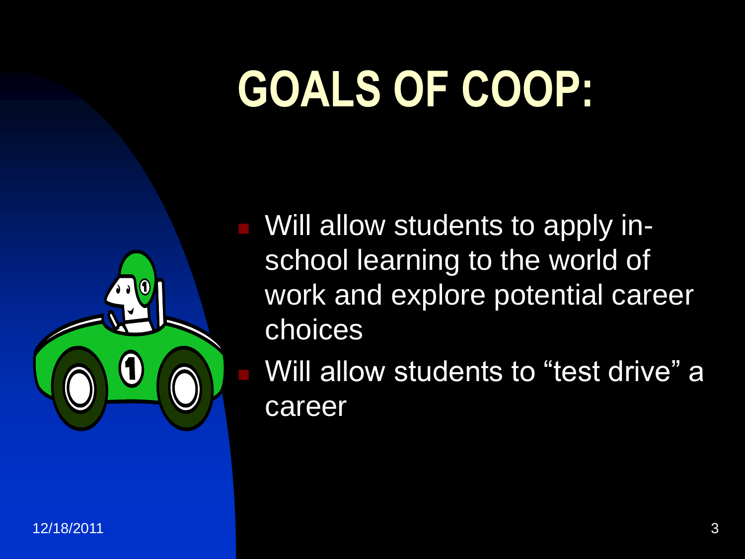# GOALS OF COOP:

- Will allow students to apply in-school learning to the world of work and explore potential career choices
- Will allow students to "test drive" a career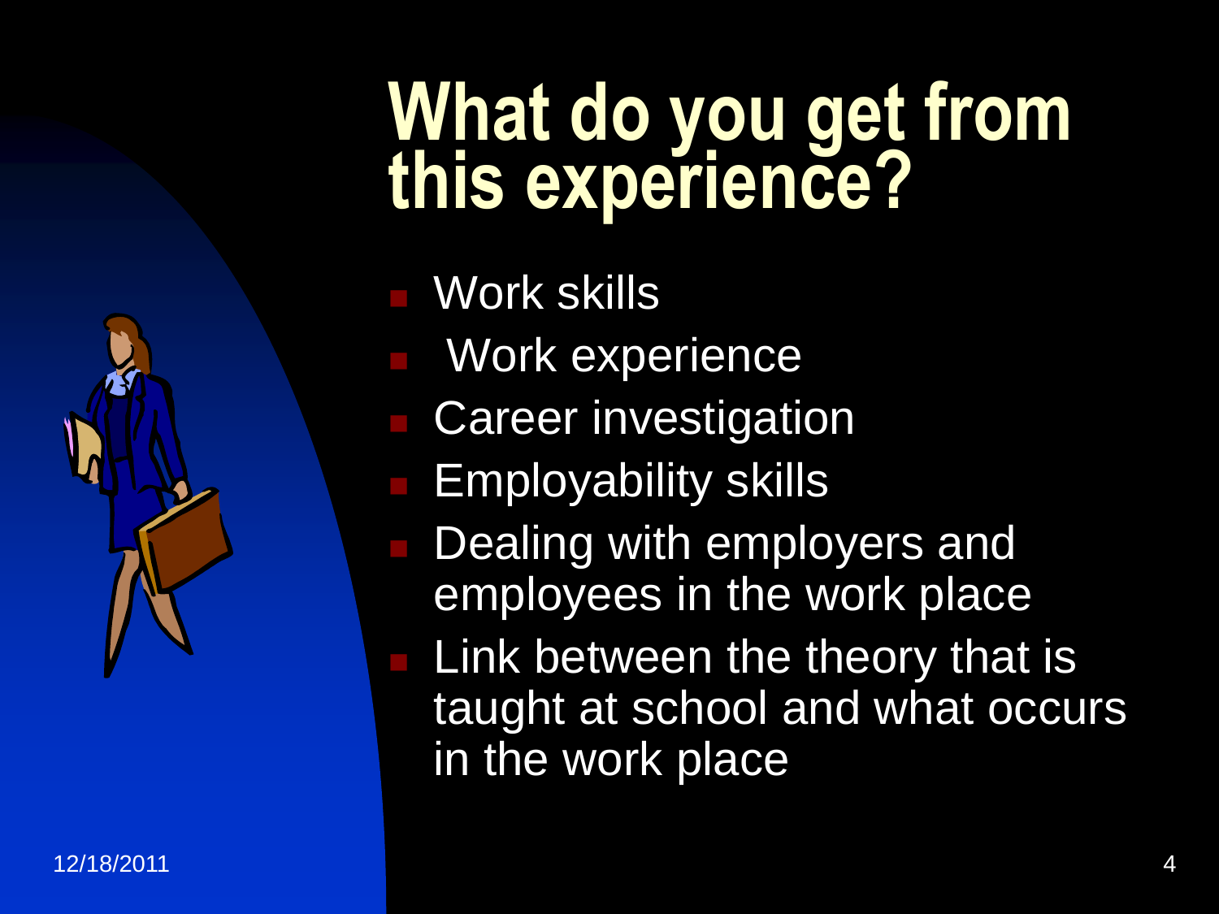# What do you get from this experience?

- Work skills
- Work experience
- Career investigation
- Employability skills
- Dealing with employers and employees in the work place
- Link between the theory that is taught at school and what occurs in the work place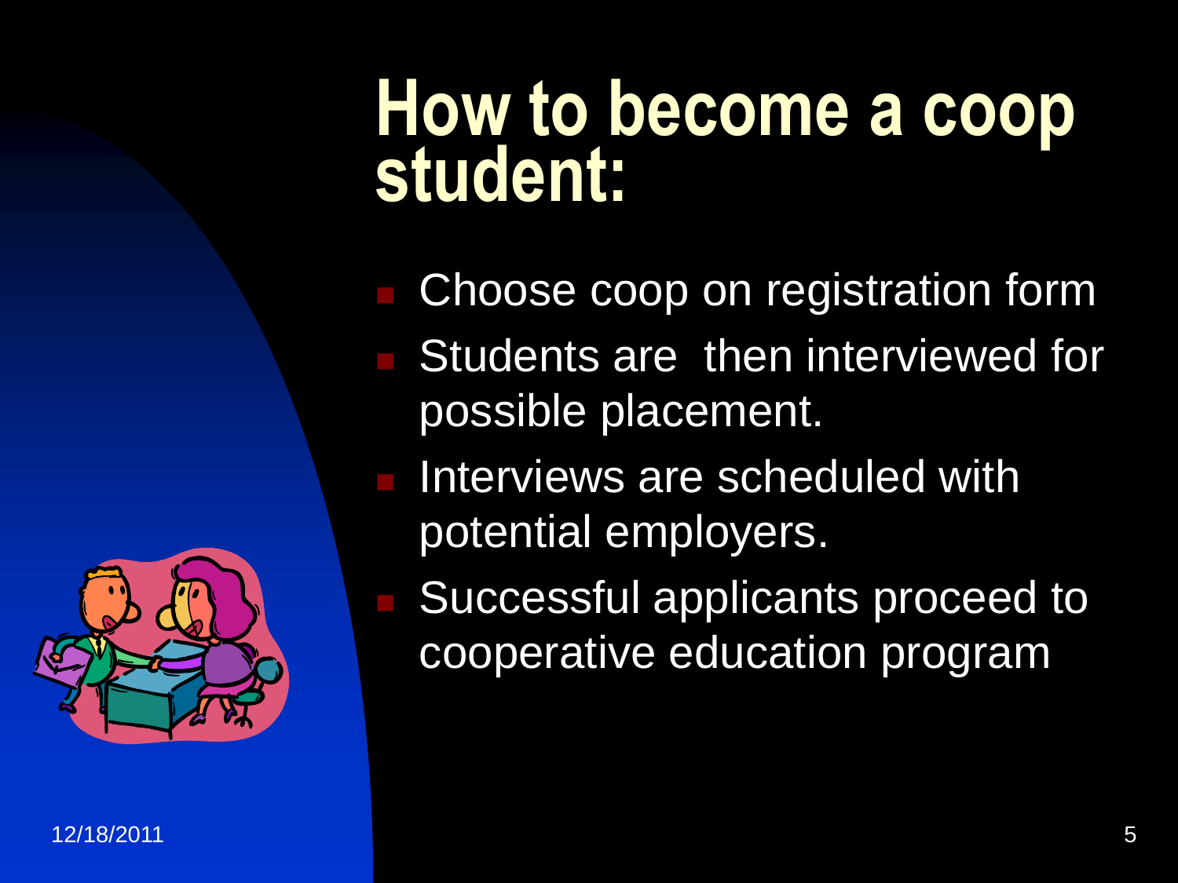# How to become a coop student:

- Choose coop on registration form
- Students are then interviewed for possible placement.
- Interviews are scheduled with potential employers.
- Successful applicants proceed to cooperative education program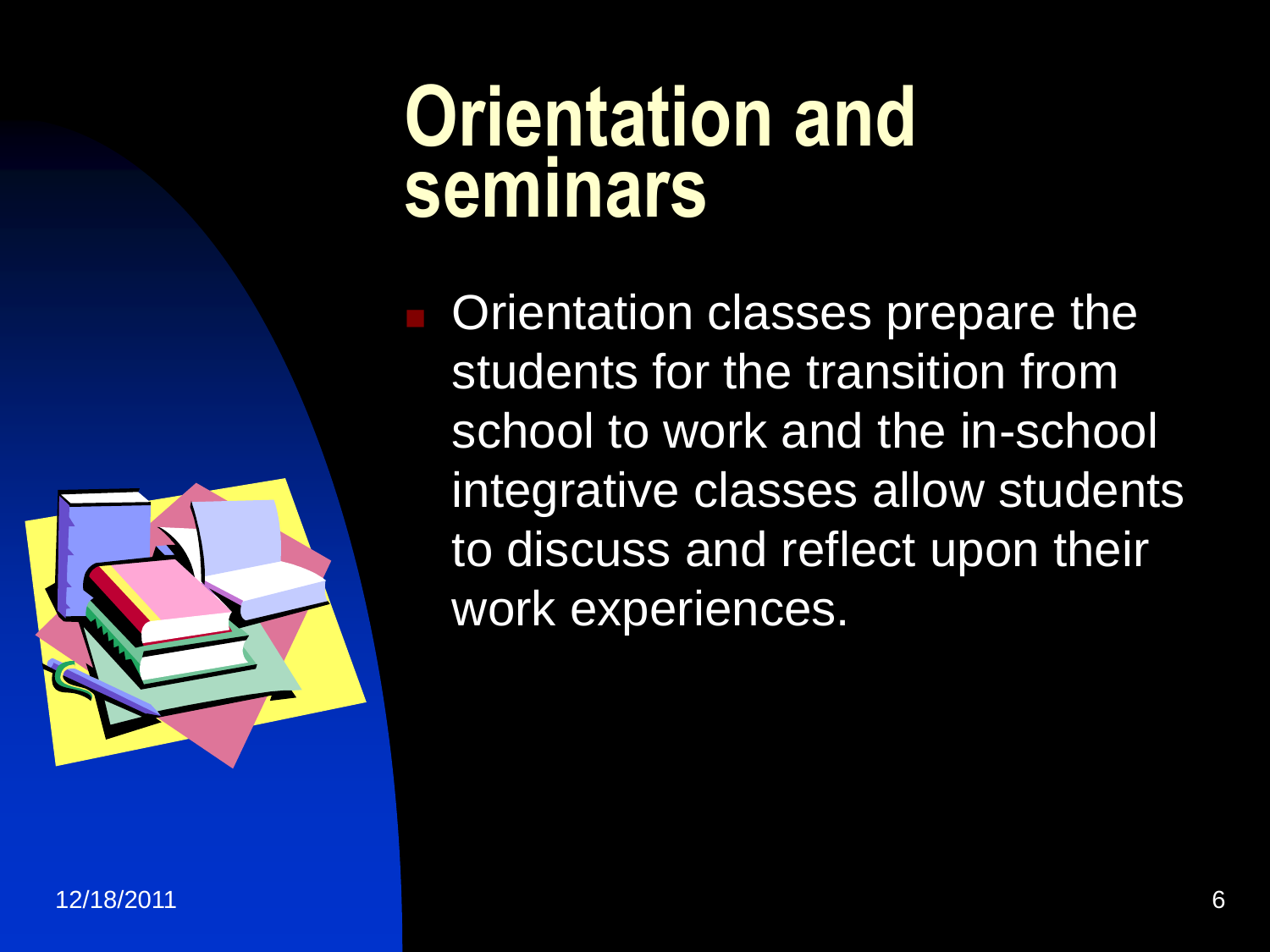# Orientation and seminars

- Orientation classes prepare the students for the transition from school to work and the in-school integrative classes allow students to discuss and reflect upon their work experiences.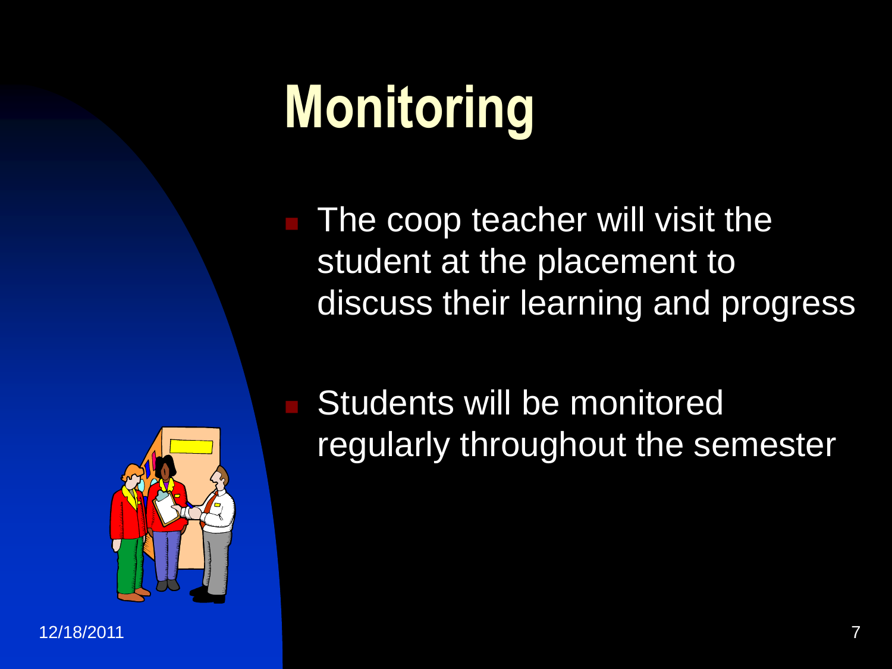# Monitoring

- The coop teacher will visit the student at the placement to discuss their learning and progress
- Students will be monitored regularly throughout the semester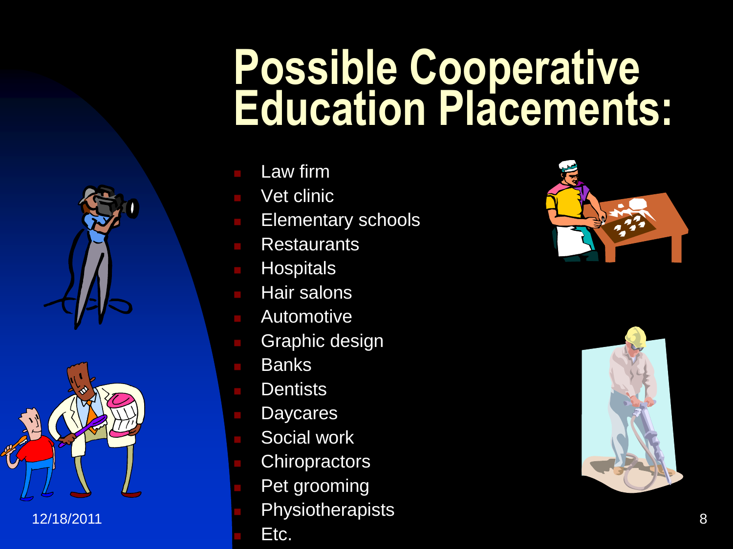# Possible Cooperative Education Placements:

- Law firm
- Vet clinic
- Elementary schools
- Restaurants
- Hospitals
- Hair salons
- Automotive
- Graphic design
- Banks
- Dentists
- Daycares
- Social work
- Chiropractors
- Pet grooming
- Physiotherapists
- Etc.

12/18/2011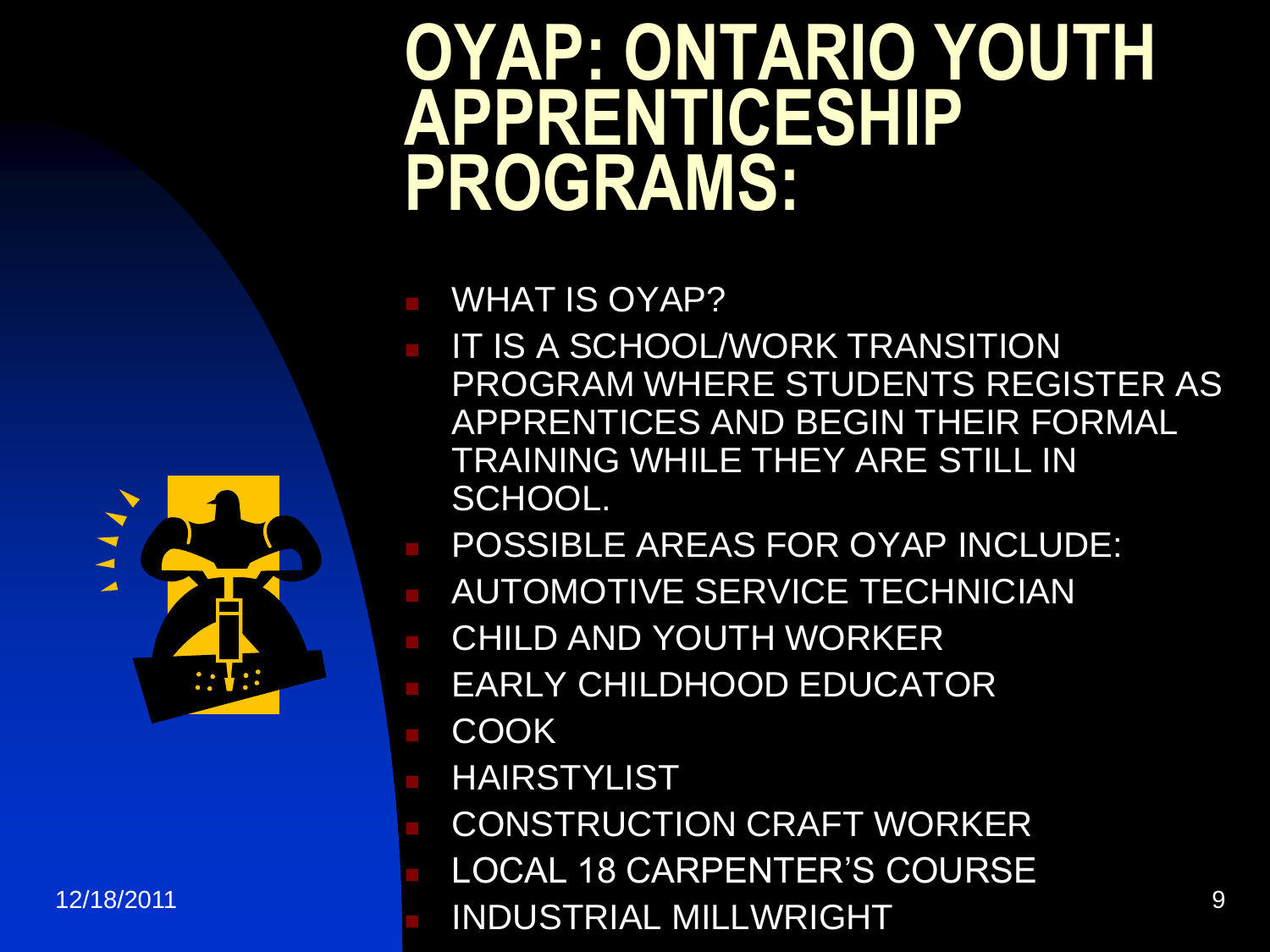# OYAP: ONTARIO YOUTH APPRENTICESHIP PROGRAMS:

- WHAT IS OYAP?
- IT IS A SCHOOL/WORK TRANSITION PROGRAM WHERE STUDENTS REGISTER AS APPRENTICES AND BEGIN THEIR FORMAL TRAINING WHILE THEY ARE STILL IN SCHOOL.
- POSSIBLE AREAS FOR OYAP INCLUDE:
- AUTOMOTIVE SERVICE TECHNICIAN
- CHILD AND YOUTH WORKER
- EARLY CHILDHOOD EDUCATOR
- COOK
- HAIRSTYLIST
- CONSTRUCTION CRAFT WORKER
- LOCAL 18 CARPENTER'S COURSE
- INDUSTRIAL MILLWRIGHT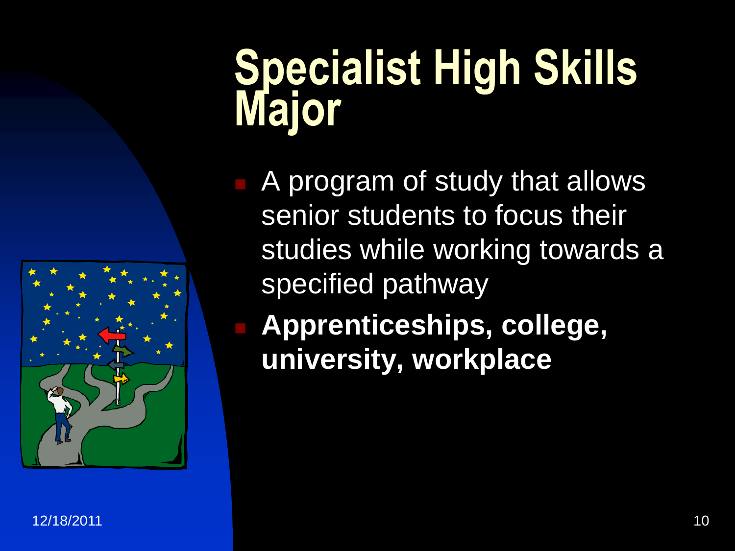# Specialist High Skills Major

- A program of study that allows senior students to focus their studies while working towards a specified pathway
- **Apprenticeships, college, university, workplace**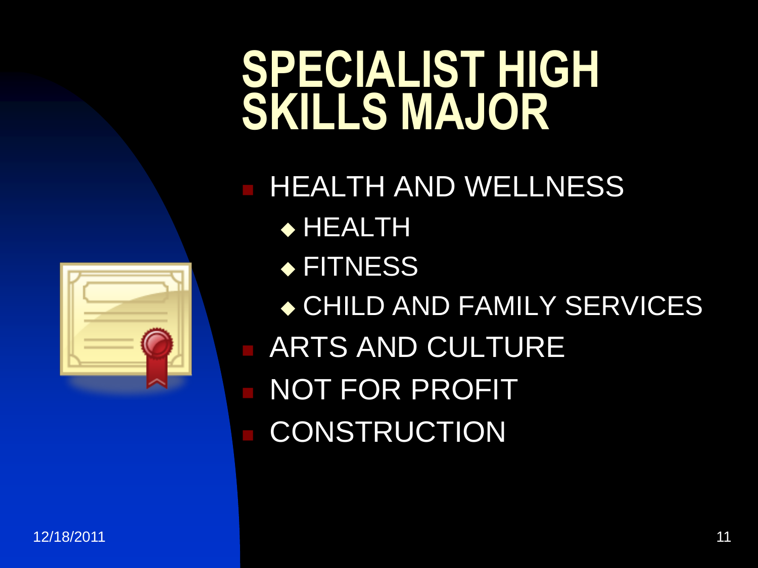# SPECIALIST HIGH SKILLS MAJOR

- HEALTH AND WELLNESS
  - HEALTH
  - FITNESS
  - CHILD AND FAMILY SERVICES
- ARTS AND CULTURE
- NOT FOR PROFIT
- CONSTRUCTION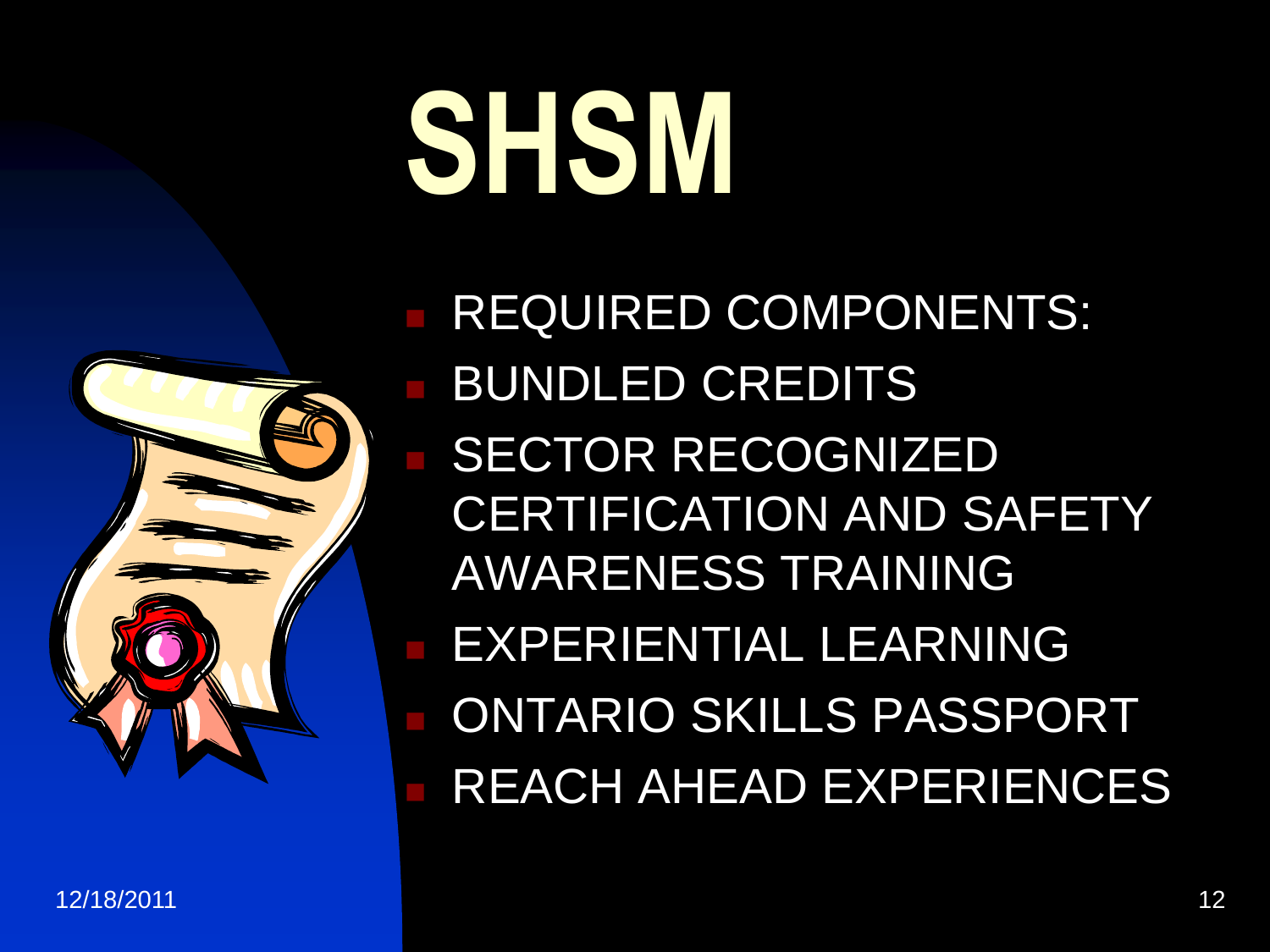# SHSM

- REQUIRED COMPONENTS:
- BUNDLED CREDITS
- SECTOR RECOGNIZED CERTIFICATION AND SAFETY AWARENESS TRAINING
- EXPERIENTIAL LEARNING
- ONTARIO SKILLS PASSPORT
- REACH AHEAD EXPERIENCES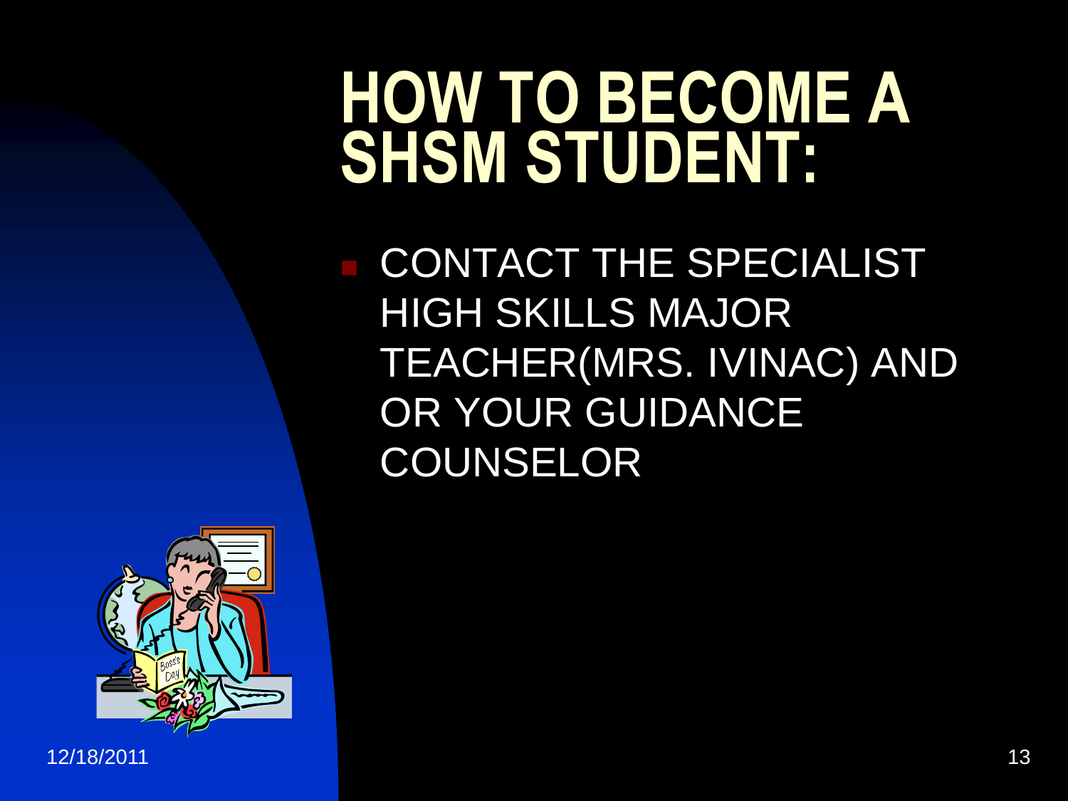# HOW TO BECOME A SHSM STUDENT:

- CONTACT THE SPECIALIST HIGH SKILLS MAJOR TEACHER(MRS. IVINAC) AND OR YOUR GUIDANCE COUNSELOR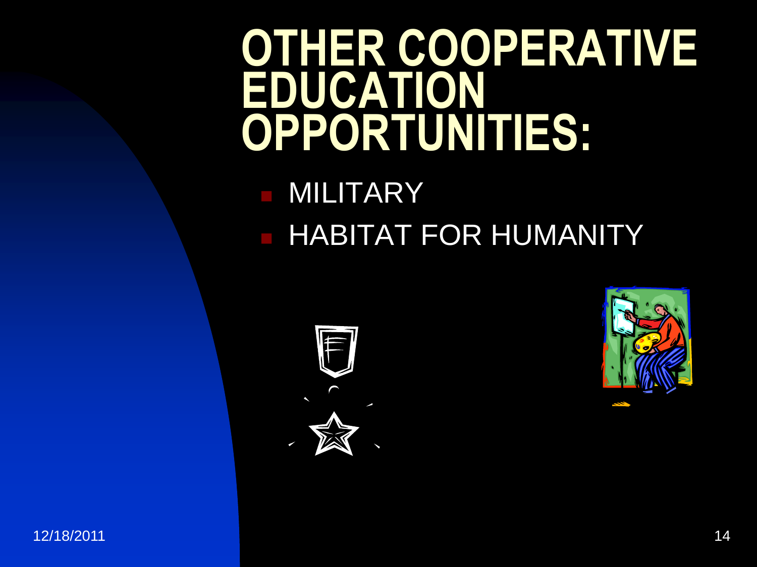# OTHER COOPERATIVE EDUCATION OPPORTUNITIES:

- MILITARY
- HABITAT FOR HUMANITY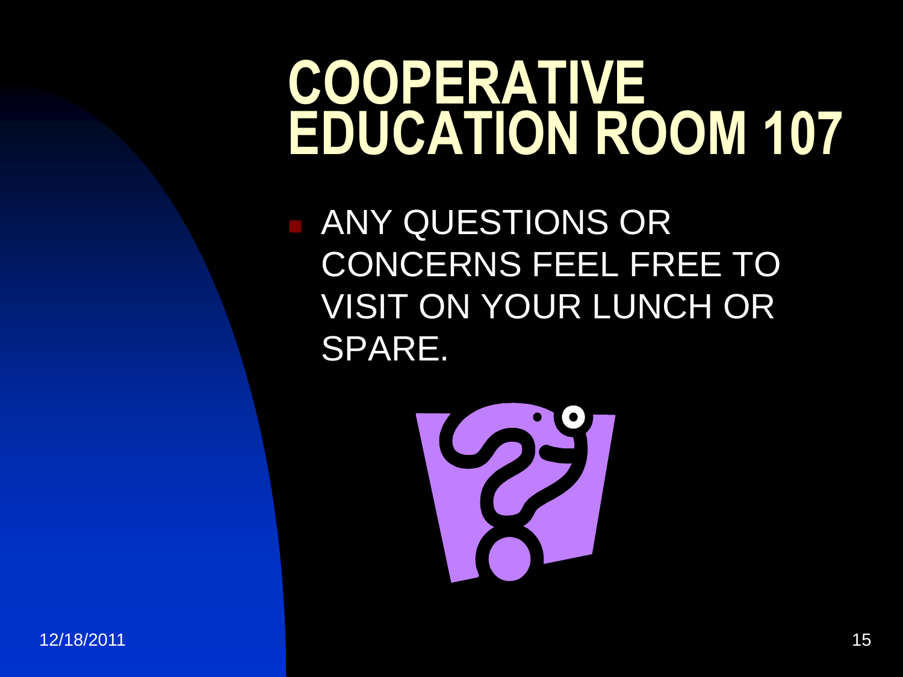# COOPERATIVE EDUCATION ROOM 107

- ANY QUESTIONS OR CONCERNS FEEL FREE TO VISIT ON YOUR LUNCH OR SPARE.